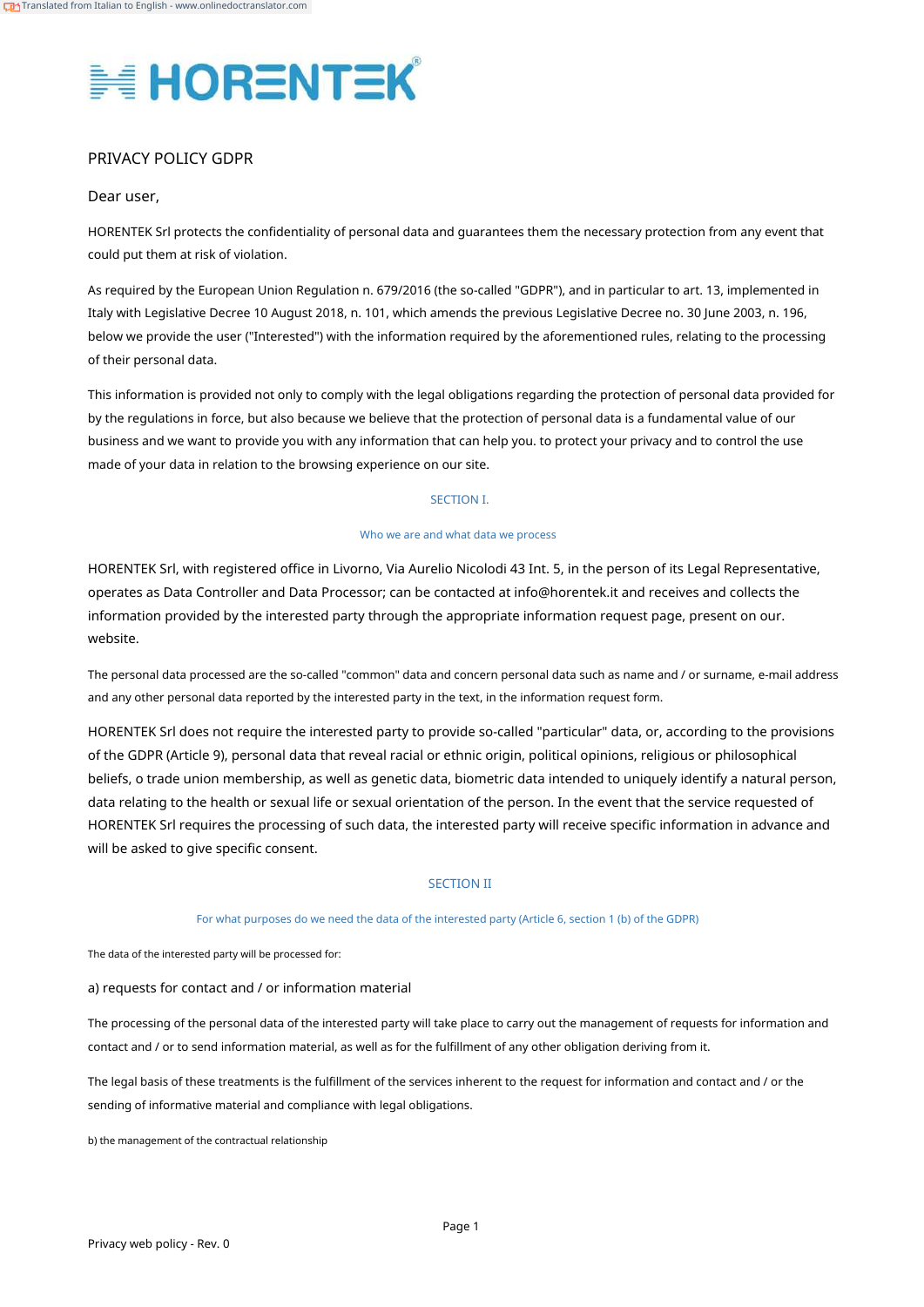# PRIVACY POLICY GDPR

Dear user,

HORENTEK Srl protects the confidentiality of personal data and guarantees them the necessary protection from any event that could put them at risk of violation.

As required by the European Union Regulation n. 679/2016 (the so-called "GDPR"), and in particular to art. 13, implemented in Italy with Legislative Decree 10 August 2018, n. 101, which amends the previous Legislative Decree no. 30 June 2003, n. 196, below we provide the user ("Interested") with the information required by the aforementioned rules, relating to the processing of their personal data.

This information is provided not only to comply with the legal obligations regarding the protection of personal data provided for by the regulations in force, but also because we believe that the protection of personal data is a fundamental value of our business and we want to provide you with any information that can help you. to protect your privacy and to control the use made of your data in relation to the browsing experience on our site.

## SECTION I.

### Who we are and what data we process

HORENTEK Srl, with registered office in Livorno, Via Aurelio Nicolodi 43 Int. 5, in the person of its Legal Representative, operates as Data Controller and Data Processor; can be contacted at info@horentek.it and receives and collects the information provided by the interested party through the appropriate information request page, present on our. website.

The personal data processed are the so-called "common" data and concern personal data such as name and / or surname, e-mail address and any other personal data reported by the interested party in the text, in the information request form.

HORENTEK Srl does not require the interested party to provide so-called "particular" data, or, according to the provisions of the GDPR (Article 9), personal data that reveal racial or ethnic origin, political opinions, religious or philosophical beliefs, o trade union membership, as well as genetic data, biometric data intended to uniquely identify a natural person, data relating to the health or sexual life or sexual orientation of the person. In the event that the service requested of HORENTEK Srl requires the processing of such data, the interested party will receive specific information in advance and will be asked to give specific consent.

## SECTION II

### For what purposes do we need the data of the interested party (Article 6, section 1 (b) of the GDPR)

The data of the interested party will be processed for:

a) requests for contact and / or information material

The processing of the personal data of the interested party will take place to carry out the management of requests for information and contact and / or to send information material, as well as for the fulfillment of any other obligation deriving from it.

The legal basis of these treatments is the fulfillment of the services inherent to the request for information and contact and / or the sending of informative material and compliance with legal obligations.

b) the management of the contractual relationship

Privacy web policy - Rev. 0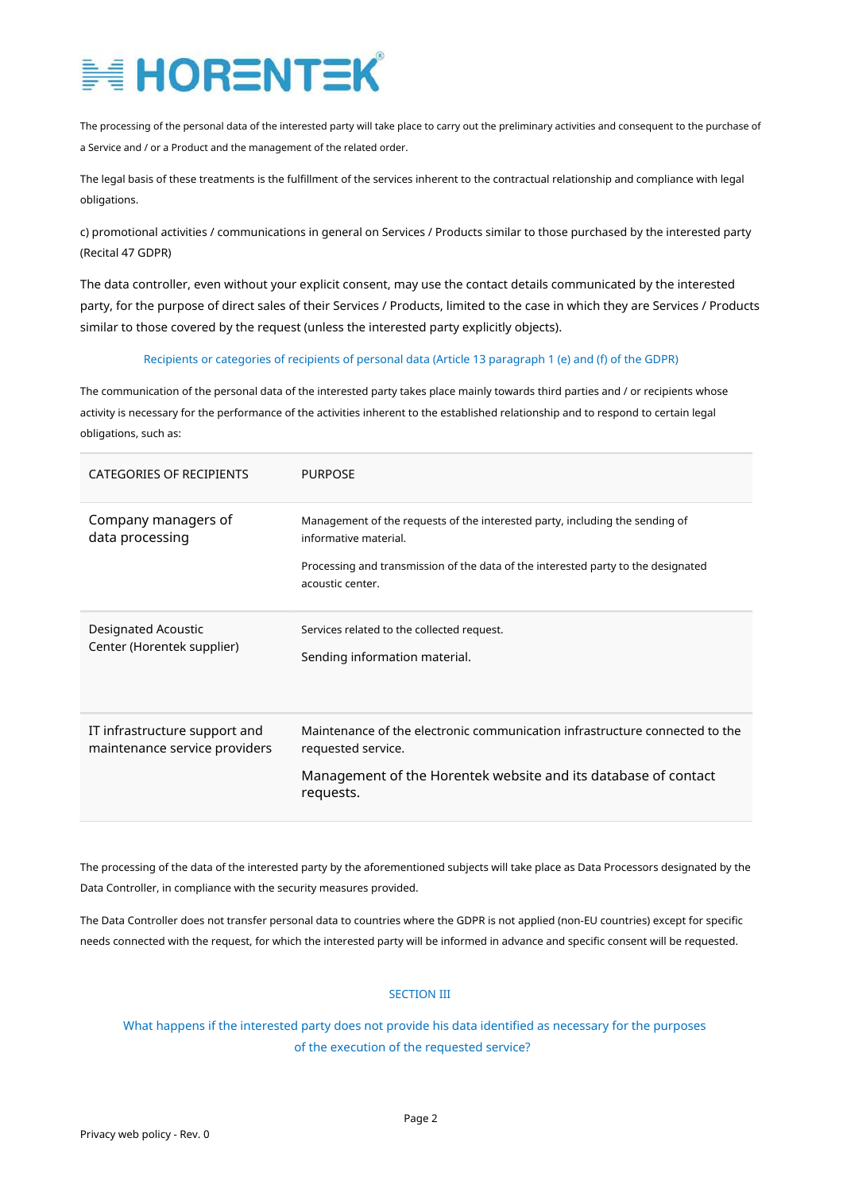The processing of the personal data of the interested party will take place to carry out the preliminary activities and consequent to the purchase of a Service and / or a Product and the management of the related order.

The legal basis of these treatments is the fulfillment of the services inherent to the contractual relationship and compliance with legal obligations.

c) promotional activities / communications in general on Services / Products similar to those purchased by the interested party (Recital 47 GDPR)

The data controller, even without your explicit consent, may use the contact details communicated by the interested party, for the purpose of direct sales of their Services / Products, limited to the case in which they are Services / Products similar to those covered by the request (unless the interested party explicitly objects).

### Recipients or categories of recipients of personal data (Article 13 paragraph 1 (e) and (f) of the GDPR)

The communication of the personal data of the interested party takes place mainly towards third parties and / or recipients whose activity is necessary for the performance of the activities inherent to the established relationship and to respond to certain legal obligations, such as:

| CATEGORIES OF RECIPIENTS | PURPOSE |
|---|---|
| Company managers of data processing | Management of the requests of the interested party, including the sending of informative material.<br><br>Processing and transmission of the data of the interested party to the designated acoustic center. |
| Designated Acoustic Center (Horentek supplier) | Services related to the collected request.<br><br>Sending information material. |
| IT infrastructure support and maintenance service providers | Maintenance of the electronic communication infrastructure connected to the requested service.<br><br>Management of the Horentek website and its database of contact requests. |

The processing of the data of the interested party by the aforementioned subjects will take place as Data Processors designated by the Data Controller, in compliance with the security measures provided.

The Data Controller does not transfer personal data to countries where the GDPR is not applied (non-EU countries) except for specific needs connected with the request, for which the interested party will be informed in advance and specific consent will be requested.

## SECTION III

### What happens if the interested party does not provide his data identified as necessary for the purposes of the execution of the requested service?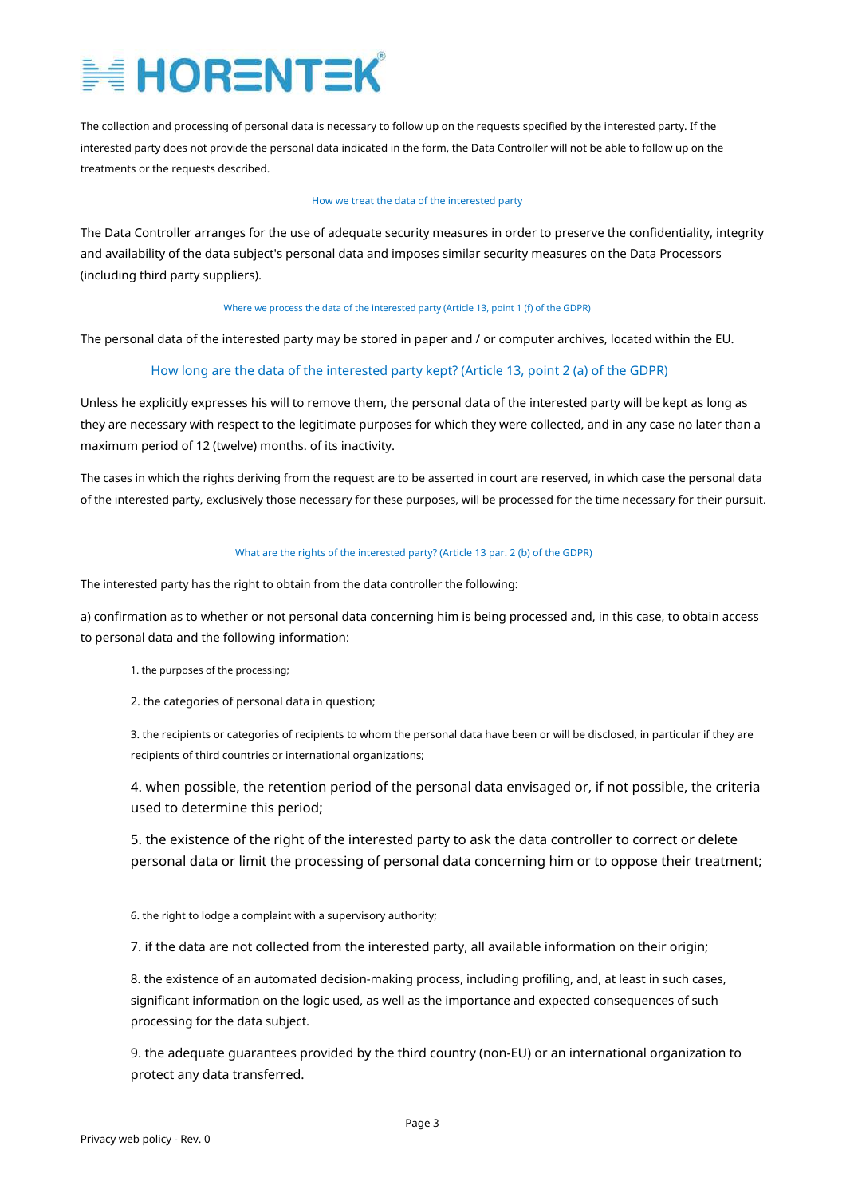The collection and processing of personal data is necessary to follow up on the requests specified by the interested party. If the interested party does not provide the personal data indicated in the form, the Data Controller will not be able to follow up on the treatments or the requests described.

### How we treat the data of the interested party

The Data Controller arranges for the use of adequate security measures in order to preserve the confidentiality, integrity and availability of the data subject's personal data and imposes similar security measures on the Data Processors (including third party suppliers).

### Where we process the data of the interested party (Article 13, point 1 (f) of the GDPR)

The personal data of the interested party may be stored in paper and / or computer archives, located within the EU.

### How long are the data of the interested party kept? (Article 13, point 2 (a) of the GDPR)

Unless he explicitly expresses his will to remove them, the personal data of the interested party will be kept as long as they are necessary with respect to the legitimate purposes for which they were collected, and in any case no later than a maximum period of 12 (twelve) months. of its inactivity.

The cases in which the rights deriving from the request are to be asserted in court are reserved, in which case the personal data of the interested party, exclusively those necessary for these purposes, will be processed for the time necessary for their pursuit.

### What are the rights of the interested party? (Article 13 par. 2 (b) of the GDPR)

The interested party has the right to obtain from the data controller the following:

a) confirmation as to whether or not personal data concerning him is being processed and, in this case, to obtain access to personal data and the following information:

1. the purposes of the processing;
2. the categories of personal data in question;
3. the recipients or categories of recipients to whom the personal data have been or will be disclosed, in particular if they are recipients of third countries or international organizations;
4. when possible, the retention period of the personal data envisaged or, if not possible, the criteria used to determine this period;
5. the existence of the right of the interested party to ask the data controller to correct or delete personal data or limit the processing of personal data concerning him or to oppose their treatment;
6. the right to lodge a complaint with a supervisory authority;
7. if the data are not collected from the interested party, all available information on their origin;
8. the existence of an automated decision-making process, including profiling, and, at least in such cases, significant information on the logic used, as well as the importance and expected consequences of such processing for the data subject.
9. the adequate guarantees provided by the third country (non-EU) or an international organization to protect any data transferred.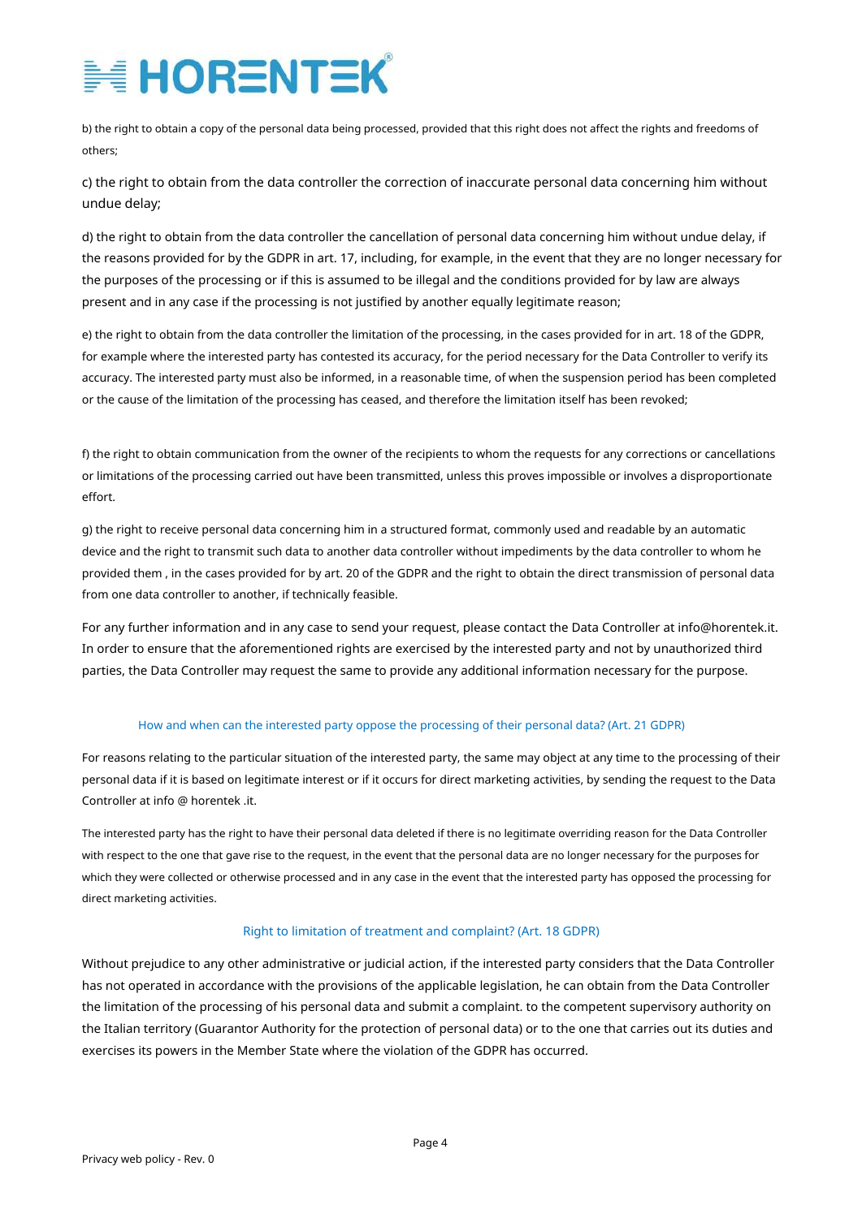b) the right to obtain a copy of the personal data being processed, provided that this right does not affect the rights and freedoms of others;

c) the right to obtain from the data controller the correction of inaccurate personal data concerning him without undue delay;

d) the right to obtain from the data controller the cancellation of personal data concerning him without undue delay, if the reasons provided for by the GDPR in art. 17, including, for example, in the event that they are no longer necessary for the purposes of the processing or if this is assumed to be illegal and the conditions provided for by law are always present and in any case if the processing is not justified by another equally legitimate reason;

e) the right to obtain from the data controller the limitation of the processing, in the cases provided for in art. 18 of the GDPR, for example where the interested party has contested its accuracy, for the period necessary for the Data Controller to verify its accuracy. The interested party must also be informed, in a reasonable time, of when the suspension period has been completed or the cause of the limitation of the processing has ceased, and therefore the limitation itself has been revoked;

f) the right to obtain communication from the owner of the recipients to whom the requests for any corrections or cancellations or limitations of the processing carried out have been transmitted, unless this proves impossible or involves a disproportionate effort.

g) the right to receive personal data concerning him in a structured format, commonly used and readable by an automatic device and the right to transmit such data to another data controller without impediments by the data controller to whom he provided them , in the cases provided for by art. 20 of the GDPR and the right to obtain the direct transmission of personal data from one data controller to another, if technically feasible.

For any further information and in any case to send your request, please contact the Data Controller at info@horentek.it. In order to ensure that the aforementioned rights are exercised by the interested party and not by unauthorized third parties, the Data Controller may request the same to provide any additional information necessary for the purpose.

## How and when can the interested party oppose the processing of their personal data? (Art. 21 GDPR)

For reasons relating to the particular situation of the interested party, the same may object at any time to the processing of their personal data if it is based on legitimate interest or if it occurs for direct marketing activities, by sending the request to the Data Controller at info @ horentek .it.

The interested party has the right to have their personal data deleted if there is no legitimate overriding reason for the Data Controller with respect to the one that gave rise to the request, in the event that the personal data are no longer necessary for the purposes for which they were collected or otherwise processed and in any case in the event that the interested party has opposed the processing for direct marketing activities.

## Right to limitation of treatment and complaint? (Art. 18 GDPR)

Without prejudice to any other administrative or judicial action, if the interested party considers that the Data Controller has not operated in accordance with the provisions of the applicable legislation, he can obtain from the Data Controller the limitation of the processing of his personal data and submit a complaint. to the competent supervisory authority on the Italian territory (Guarantor Authority for the protection of personal data) or to the one that carries out its duties and exercises its powers in the Member State where the violation of the GDPR has occurred.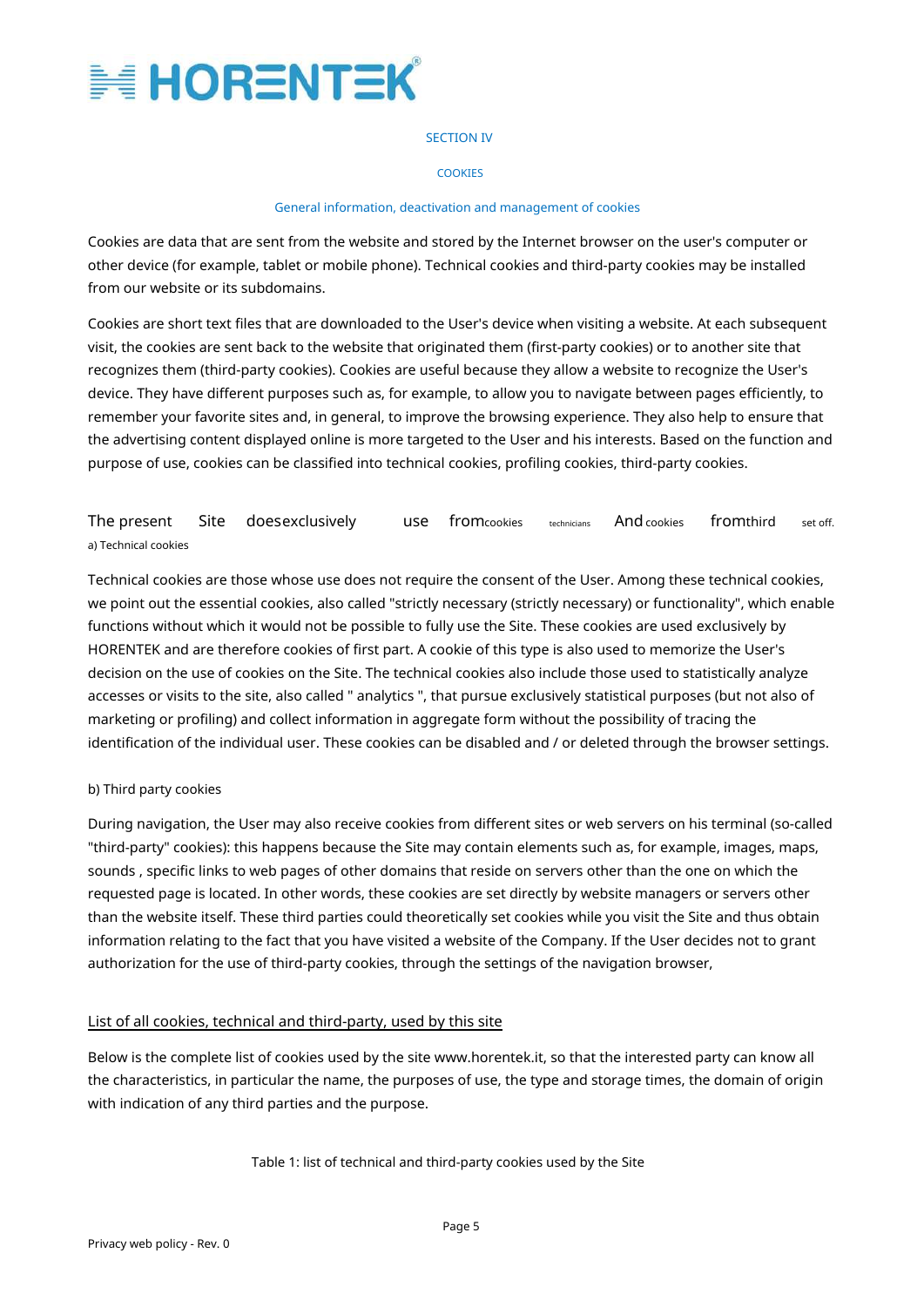SECTION IV

COOKIES

General information, deactivation and management of cookies

Cookies are data that are sent from the website and stored by the Internet browser on the user's computer or other device (for example, tablet or mobile phone). Technical cookies and third-party cookies may be installed from our website or its subdomains.

Cookies are short text files that are downloaded to the User's device when visiting a website. At each subsequent visit, the cookies are sent back to the website that originated them (first-party cookies) or to another site that recognizes them (third-party cookies). Cookies are useful because they allow a website to recognize the User's device. They have different purposes such as, for example, to allow you to navigate between pages efficiently, to remember your favorite sites and, in general, to improve the browsing experience. They also help to ensure that the advertising content displayed online is more targeted to the User and his interests. Based on the function and purpose of use, cookies can be classified into technical cookies, profiling cookies, third-party cookies.

The present Site doesexclusively use fromcookies technicians And cookies fromthird set off.

a) Technical cookies

Technical cookies are those whose use does not require the consent of the User. Among these technical cookies, we point out the essential cookies, also called "strictly necessary (strictly necessary) or functionality", which enable functions without which it would not be possible to fully use the Site. These cookies are used exclusively by HORENTEK and are therefore cookies of first part. A cookie of this type is also used to memorize the User's decision on the use of cookies on the Site. The technical cookies also include those used to statistically analyze accesses or visits to the site, also called " analytics ", that pursue exclusively statistical purposes (but not also of marketing or profiling) and collect information in aggregate form without the possibility of tracing the identification of the individual user. These cookies can be disabled and / or deleted through the browser settings.

b) Third party cookies

During navigation, the User may also receive cookies from different sites or web servers on his terminal (so-called "third-party" cookies): this happens because the Site may contain elements such as, for example, images, maps, sounds , specific links to web pages of other domains that reside on servers other than the one on which the requested page is located. In other words, these cookies are set directly by website managers or servers other than the website itself. These third parties could theoretically set cookies while you visit the Site and thus obtain information relating to the fact that you have visited a website of the Company. If the User decides not to grant authorization for the use of third-party cookies, through the settings of the navigation browser,

List of all cookies, technical and third-party, used by this site

Below is the complete list of cookies used by the site www.horentek.it, so that the interested party can know all the characteristics, in particular the name, the purposes of use, the type and storage times, the domain of origin with indication of any third parties and the purpose.

Table 1: list of technical and third-party cookies used by the Site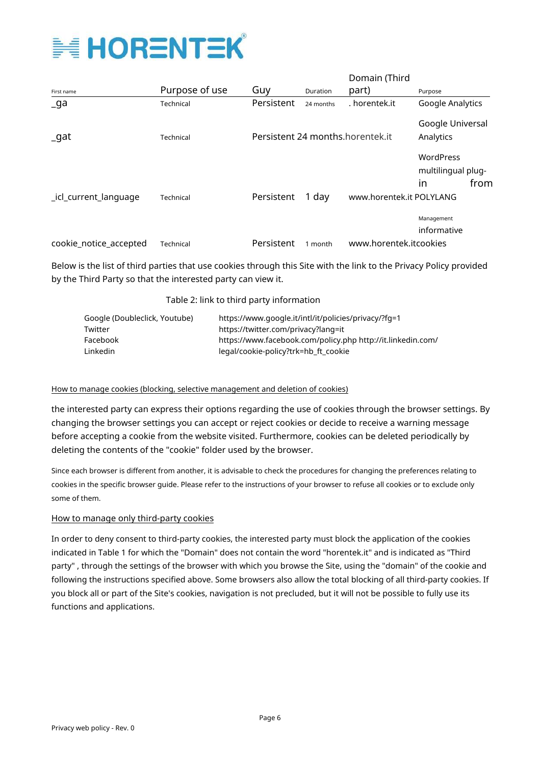| First name | Purpose of use | Guy | Duration | Domain (Third part) | Purpose |
|---|---|---|---|---|---|
| _ga | Technical | Persistent | 24 months | . horentek.it | Google Analytics |
| _gat | Technical | Persistent | 24 months | .horentek.it | Google Universal Analytics |
| _icl_current_language | Technical | Persistent | 1 day | www.horentek.it | WordPress multilingual plug-in from POLYLANG |
| cookie_notice_accepted | Technical | Persistent | 1 month | www.horentek.it | Management informative cookies |

Below is the list of third parties that use cookies through this Site with the link to the Privacy Policy provided by the Third Party so that the interested party can view it.

Table 2: link to third party information

| | |
|---|---|
| Google (Doubleclick, Youtube) | https://www.google.it/intl/it/policies/privacy/?fg=1 |
| Twitter | https://twitter.com/privacy?lang=it |
| Facebook | https://www.facebook.com/policy.php |
| Linkedin | http://it.linkedin.com/legal/cookie-policy?trk=hb_ft_cookie |

How to manage cookies (blocking, selective management and deletion of cookies)

the interested party can express their options regarding the use of cookies through the browser settings. By changing the browser settings you can accept or reject cookies or decide to receive a warning message before accepting a cookie from the website visited. Furthermore, cookies can be deleted periodically by deleting the contents of the "cookie" folder used by the browser.

Since each browser is different from another, it is advisable to check the procedures for changing the preferences relating to cookies in the specific browser guide. Please refer to the instructions of your browser to refuse all cookies or to exclude only some of them.

How to manage only third-party cookies

In order to deny consent to third-party cookies, the interested party must block the application of the cookies indicated in Table 1 for which the "Domain" does not contain the word "horentek.it" and is indicated as "Third party" , through the settings of the browser with which you browse the Site, using the "domain" of the cookie and following the instructions specified above. Some browsers also allow the total blocking of all third-party cookies. If you block all or part of the Site's cookies, navigation is not precluded, but it will not be possible to fully use its functions and applications.